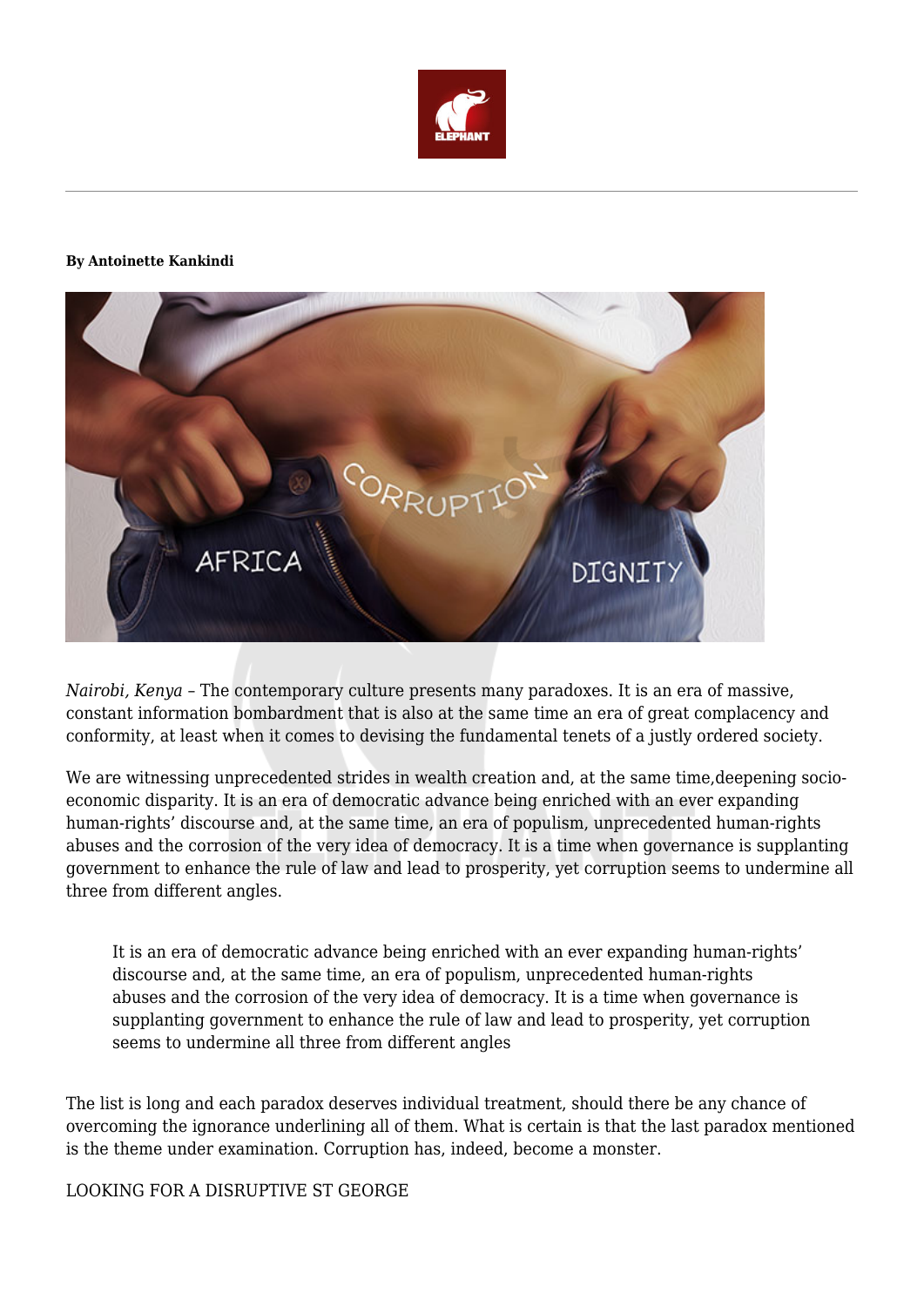**By Antoinette Kankindi**

*Nairobi, Kenya* – The contemporary culture presents many paradoxes. It is an era of massive, constant information bombardment that is also at the same time an era of great complacency and conformity, at least when it comes to devising the fundamental tenets of a justly ordered society.

We are witnessing unprecedented strides in wealth creation and, at the same time,deepening socio-economic disparity. It is an era of democratic advance being enriched with an ever expanding human-rights' discourse and, at the same time, an era of populism, unprecedented human-rights abuses and the corrosion of the very idea of democracy. It is a time when governance is supplanting government to enhance the rule of law and lead to prosperity, yet corruption seems to undermine all three from different angles.

> It is an era of democratic advance being enriched with an ever expanding human-rights' discourse and, at the same time, an era of populism, unprecedented human-rights abuses and the corrosion of the very idea of democracy. It is a time when governance is supplanting government to enhance the rule of law and lead to prosperity, yet corruption seems to undermine all three from different angles

The list is long and each paradox deserves individual treatment, should there be any chance of overcoming the ignorance underlining all of them. What is certain is that the last paradox mentioned is the theme under examination. Corruption has, indeed, become a monster.

LOOKING FOR A DISRUPTIVE ST GEORGE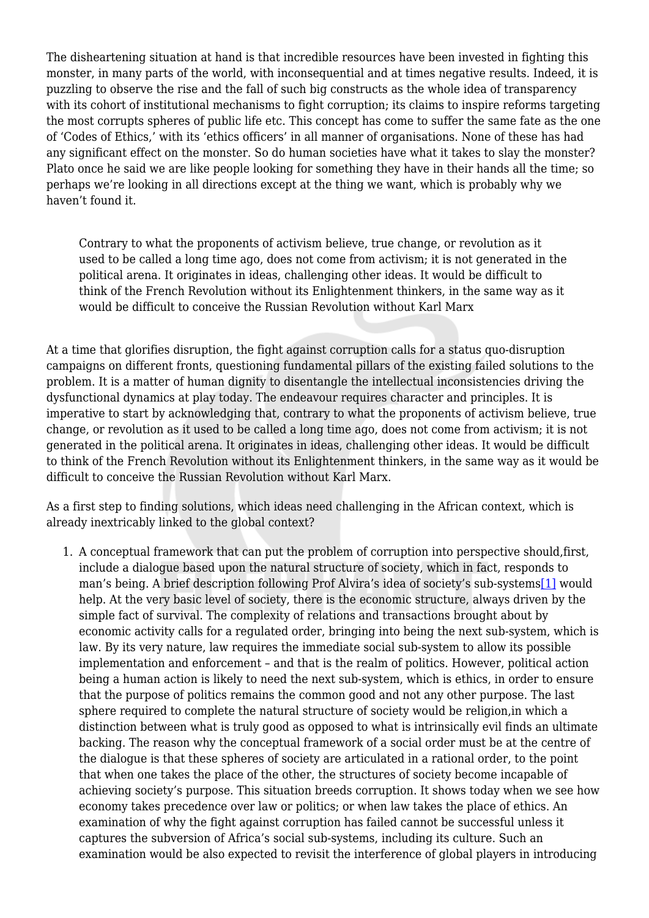The disheartening situation at hand is that incredible resources have been invested in fighting this monster, in many parts of the world, with inconsequential and at times negative results. Indeed, it is puzzling to observe the rise and the fall of such big constructs as the whole idea of transparency with its cohort of institutional mechanisms to fight corruption; its claims to inspire reforms targeting the most corrupts spheres of public life etc. This concept has come to suffer the same fate as the one of 'Codes of Ethics,' with its 'ethics officers' in all manner of organisations. None of these has had any significant effect on the monster. So do human societies have what it takes to slay the monster? Plato once he said we are like people looking for something they have in their hands all the time; so perhaps we're looking in all directions except at the thing we want, which is probably why we haven't found it.

> Contrary to what the proponents of activism believe, true change, or revolution as it used to be called a long time ago, does not come from activism; it is not generated in the political arena. It originates in ideas, challenging other ideas. It would be difficult to think of the French Revolution without its Enlightenment thinkers, in the same way as it would be difficult to conceive the Russian Revolution without Karl Marx

At a time that glorifies disruption, the fight against corruption calls for a status quo-disruption campaigns on different fronts, questioning fundamental pillars of the existing failed solutions to the problem. It is a matter of human dignity to disentangle the intellectual inconsistencies driving the dysfunctional dynamics at play today. The endeavour requires character and principles. It is imperative to start by acknowledging that, contrary to what the proponents of activism believe, true change, or revolution as it used to be called a long time ago, does not come from activism; it is not generated in the political arena. It originates in ideas, challenging other ideas. It would be difficult to think of the French Revolution without its Enlightenment thinkers, in the same way as it would be difficult to conceive the Russian Revolution without Karl Marx.

As a first step to finding solutions, which ideas need challenging in the African context, which is already inextricably linked to the global context?

1. A conceptual framework that can put the problem of corruption into perspective should,first, include a dialogue based upon the natural structure of society, which in fact, responds to man's being. A brief description following Prof Alvira's idea of society's sub-systems[1] would help. At the very basic level of society, there is the economic structure, always driven by the simple fact of survival. The complexity of relations and transactions brought about by economic activity calls for a regulated order, bringing into being the next sub-system, which is law. By its very nature, law requires the immediate social sub-system to allow its possible implementation and enforcement – and that is the realm of politics. However, political action being a human action is likely to need the next sub-system, which is ethics, in order to ensure that the purpose of politics remains the common good and not any other purpose. The last sphere required to complete the natural structure of society would be religion,in which a distinction between what is truly good as opposed to what is intrinsically evil finds an ultimate backing. The reason why the conceptual framework of a social order must be at the centre of the dialogue is that these spheres of society are articulated in a rational order, to the point that when one takes the place of the other, the structures of society become incapable of achieving society's purpose. This situation breeds corruption. It shows today when we see how economy takes precedence over law or politics; or when law takes the place of ethics. An examination of why the fight against corruption has failed cannot be successful unless it captures the subversion of Africa's social sub-systems, including its culture. Such an examination would be also expected to revisit the interference of global players in introducing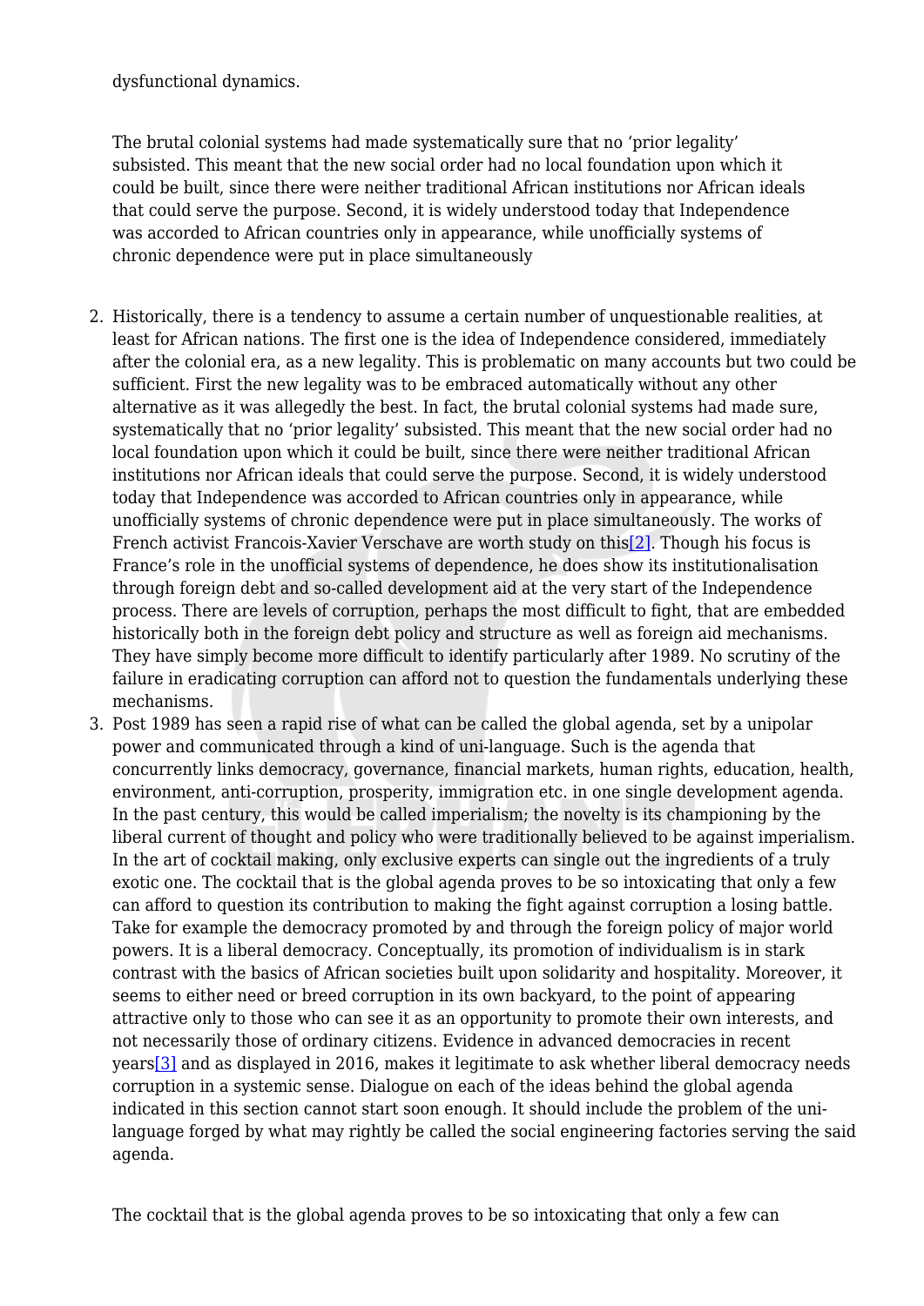dysfunctional dynamics.

The brutal colonial systems had made systematically sure that no ‘prior legality’ subsisted. This meant that the new social order had no local foundation upon which it could be built, since there were neither traditional African institutions nor African ideals that could serve the purpose. Second, it is widely understood today that Independence was accorded to African countries only in appearance, while unofficially systems of chronic dependence were put in place simultaneously

2. Historically, there is a tendency to assume a certain number of unquestionable realities, at least for African nations. The first one is the idea of Independence considered, immediately after the colonial era, as a new legality. This is problematic on many accounts but two could be sufficient. First the new legality was to be embraced automatically without any other alternative as it was allegedly the best. In fact, the brutal colonial systems had made sure, systematically that no ‘prior legality’ subsisted. This meant that the new social order had no local foundation upon which it could be built, since there were neither traditional African institutions nor African ideals that could serve the purpose. Second, it is widely understood today that Independence was accorded to African countries only in appearance, while unofficially systems of chronic dependence were put in place simultaneously. The works of French activist Francois-Xavier Verschave are worth study on this[2]. Though his focus is France’s role in the unofficial systems of dependence, he does show its institutionalisation through foreign debt and so-called development aid at the very start of the Independence process. There are levels of corruption, perhaps the most difficult to fight, that are embedded historically both in the foreign debt policy and structure as well as foreign aid mechanisms. They have simply become more difficult to identify particularly after 1989. No scrutiny of the failure in eradicating corruption can afford not to question the fundamentals underlying these mechanisms.
3. Post 1989 has seen a rapid rise of what can be called the global agenda, set by a unipolar power and communicated through a kind of uni-language. Such is the agenda that concurrently links democracy, governance, financial markets, human rights, education, health, environment, anti-corruption, prosperity, immigration etc. in one single development agenda. In the past century, this would be called imperialism; the novelty is its championing by the liberal current of thought and policy who were traditionally believed to be against imperialism. In the art of cocktail making, only exclusive experts can single out the ingredients of a truly exotic one. The cocktail that is the global agenda proves to be so intoxicating that only a few can afford to question its contribution to making the fight against corruption a losing battle. Take for example the democracy promoted by and through the foreign policy of major world powers. It is a liberal democracy. Conceptually, its promotion of individualism is in stark contrast with the basics of African societies built upon solidarity and hospitality. Moreover, it seems to either need or breed corruption in its own backyard, to the point of appearing attractive only to those who can see it as an opportunity to promote their own interests, and not necessarily those of ordinary citizens. Evidence in advanced democracies in recent years[3] and as displayed in 2016, makes it legitimate to ask whether liberal democracy needs corruption in a systemic sense. Dialogue on each of the ideas behind the global agenda indicated in this section cannot start soon enough. It should include the problem of the uni-language forged by what may rightly be called the social engineering factories serving the said agenda.

The cocktail that is the global agenda proves to be so intoxicating that only a few can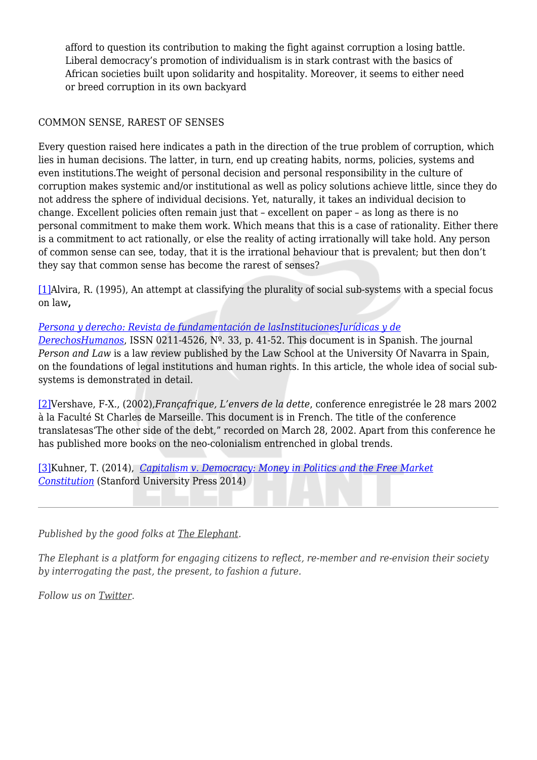> afford to question its contribution to making the fight against corruption a losing battle. Liberal democracy's promotion of individualism is in stark contrast with the basics of African societies built upon solidarity and hospitality. Moreover, it seems to either need or breed corruption in its own backyard

COMMON SENSE, RAREST OF SENSES

Every question raised here indicates a path in the direction of the true problem of corruption, which lies in human decisions. The latter, in turn, end up creating habits, norms, policies, systems and even institutions.The weight of personal decision and personal responsibility in the culture of corruption makes systemic and/or institutional as well as policy solutions achieve little, since they do not address the sphere of individual decisions. Yet, naturally, it takes an individual decision to change. Excellent policies often remain just that – excellent on paper – as long as there is no personal commitment to make them work. Which means that this is a case of rationality. Either there is a commitment to act rationally, or else the reality of acting irrationally will take hold. Any person of common sense can see, today, that it is the irrational behaviour that is prevalent; but then don't they say that common sense has become the rarest of senses?

[1]Alvira, R. (1995), An attempt at classifying the plurality of social sub-systems with a special focus on law**,**

*Persona y derecho: Revista de fundamentación de lasInstitucionesJurídicas y de DerechosHumanos*, ISSN 0211-4526, Nº. 33, p. 41-52. This document is in Spanish. The journal *Person and Law* is a law review published by the Law School at the University Of Navarra in Spain, on the foundations of legal institutions and human rights. In this article, the whole idea of social sub-systems is demonstrated in detail.

[2]Vershave, F-X., (2002),*Françafrique, L'envers de la dette*, conference enregistrée le 28 mars 2002 à la Faculté St Charles de Marseille. This document is in French. The title of the conference translatesas'The other side of the debt," recorded on March 28, 2002. Apart from this conference he has published more books on the neo-colonialism entrenched in global trends.

[3]Kuhner, T. (2014), *Capitalism v. Democracy: Money in Politics and the Free Market Constitution* (Stanford University Press 2014)

---

*Published by the good folks at The Elephant.*

*The Elephant is a platform for engaging citizens to reflect, re-member and re-envision their society by interrogating the past, the present, to fashion a future.*

*Follow us on Twitter.*